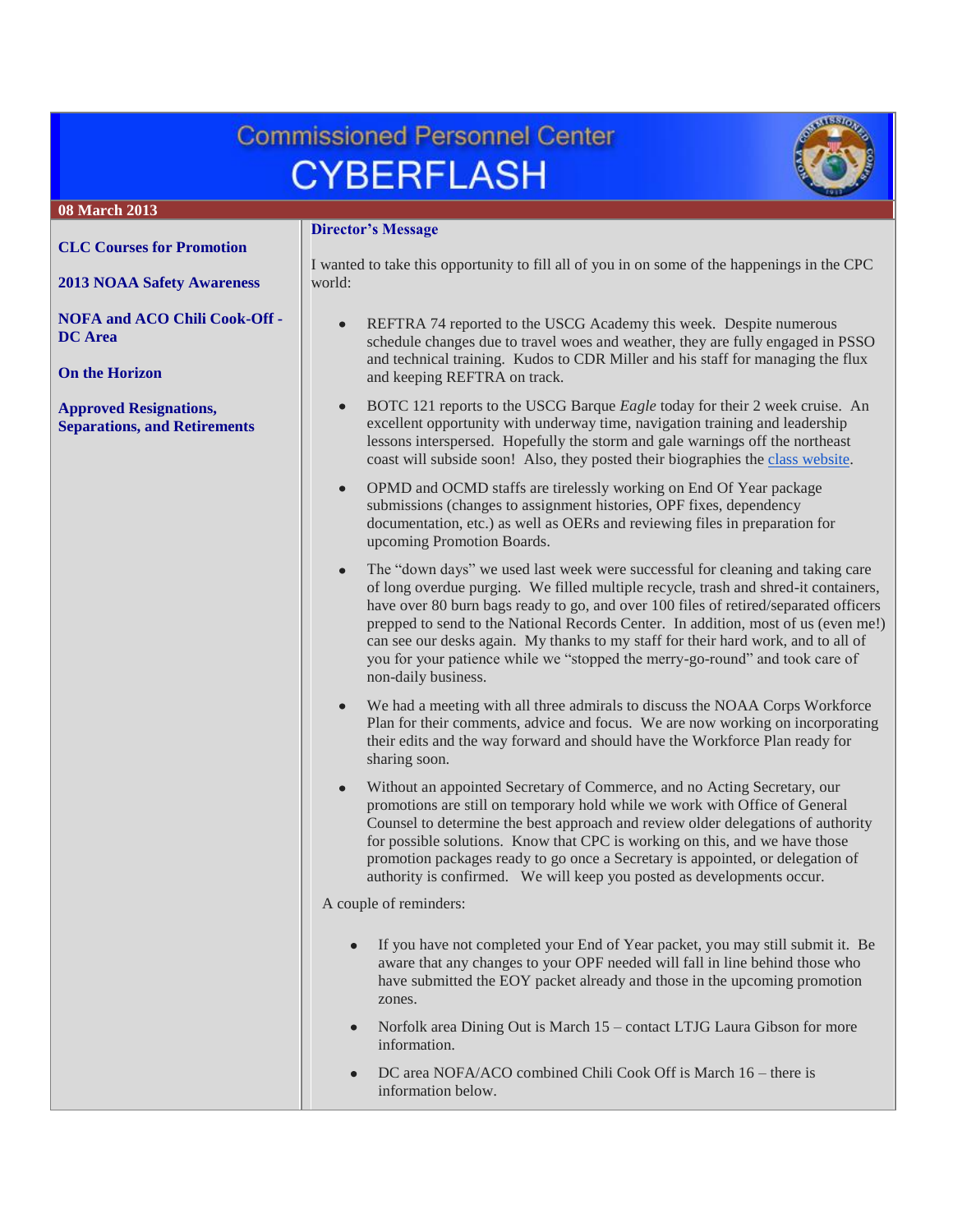# Commissioned Personnel Center CYBERFLASH

**08 March 2013**

**CLC Courses for Promotion**

**2013 NOAA Safety Awareness**

**NOFA and ACO Chili Cook-Off - DC Area**

**On the Horizon**

**Approved Resignations, Separations, and Retirements**

## Director's Message

I wanted to take this opportunity to fill all of you in on some of the happenings in the CPC world:

- REFTRA 74 reported to the USCG Academy this week. Despite numerous schedule changes due to travel woes and weather, they are fully engaged in PSSO and technical training. Kudos to CDR Miller and his staff for managing the flux and keeping REFTRA on track.
- BOTC 121 reports to the USCG Barque *Eagle* today for their 2 week cruise. An excellent opportunity with underway time, navigation training and leadership lessons interspersed. Hopefully the storm and gale warnings off the northeast coast will subside soon! Also, they posted their biographies the class website.
- OPMD and OCMD staffs are tirelessly working on End Of Year package submissions (changes to assignment histories, OPF fixes, dependency documentation, etc.) as well as OERs and reviewing files in preparation for upcoming Promotion Boards.
- The "down days" we used last week were successful for cleaning and taking care of long overdue purging. We filled multiple recycle, trash and shred-it containers, have over 80 burn bags ready to go, and over 100 files of retired/separated officers prepped to send to the National Records Center. In addition, most of us (even me!) can see our desks again. My thanks to my staff for their hard work, and to all of you for your patience while we "stopped the merry-go-round" and took care of non-daily business.
- We had a meeting with all three admirals to discuss the NOAA Corps Workforce Plan for their comments, advice and focus. We are now working on incorporating their edits and the way forward and should have the Workforce Plan ready for sharing soon.
- Without an appointed Secretary of Commerce, and no Acting Secretary, our promotions are still on temporary hold while we work with Office of General Counsel to determine the best approach and review older delegations of authority for possible solutions. Know that CPC is working on this, and we have those promotion packages ready to go once a Secretary is appointed, or delegation of authority is confirmed. We will keep you posted as developments occur.

A couple of reminders:

- If you have not completed your End of Year packet, you may still submit it. Be aware that any changes to your OPF needed will fall in line behind those who have submitted the EOY packet already and those in the upcoming promotion zones.
- Norfolk area Dining Out is March 15 – contact LTJG Laura Gibson for more information.
- DC area NOFA/ACO combined Chili Cook Off is March 16 – there is information below.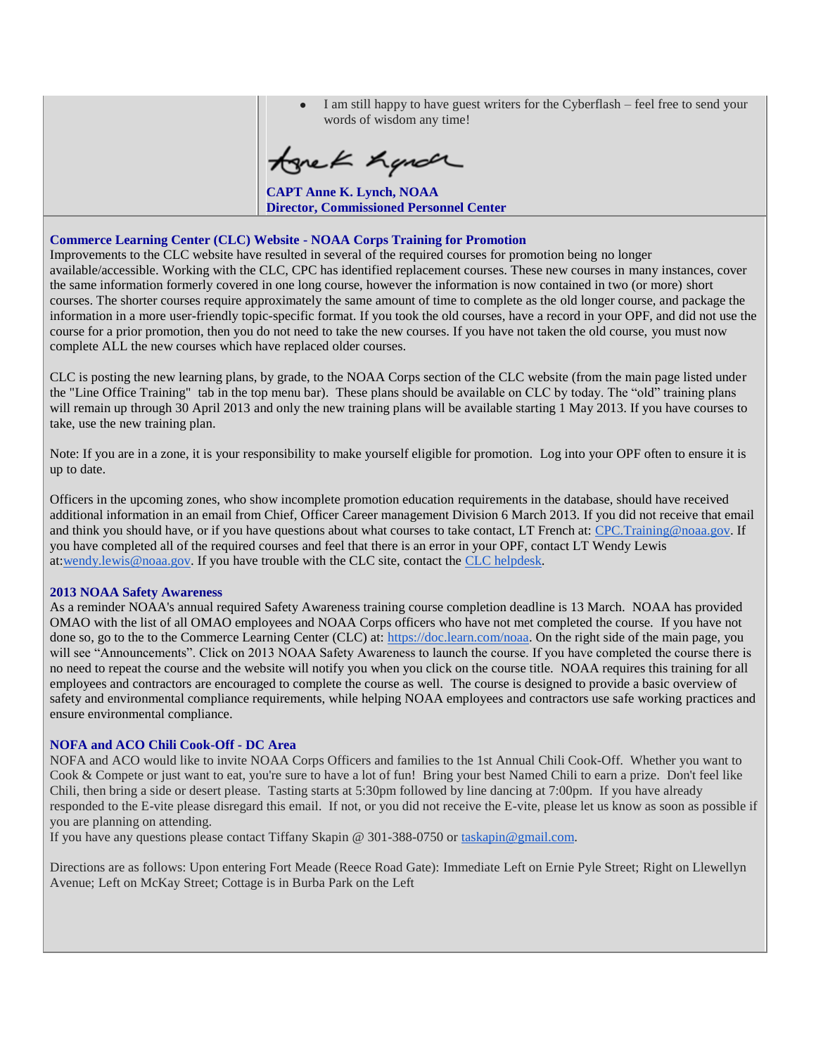- I am still happy to have guest writers for the Cyberflash – feel free to send your words of wisdom any time!

**CAPT Anne K. Lynch, NOAA**
**Director, Commissioned Personnel Center**

**Commerce Learning Center (CLC) Website - NOAA Corps Training for Promotion**

Improvements to the CLC website have resulted in several of the required courses for promotion being no longer available/accessible. Working with the CLC, CPC has identified replacement courses. These new courses in many instances, cover the same information formerly covered in one long course, however the information is now contained in two (or more) short courses. The shorter courses require approximately the same amount of time to complete as the old longer course, and package the information in a more user-friendly topic-specific format. If you took the old courses, have a record in your OPF, and did not use the course for a prior promotion, then you do not need to take the new courses. If you have not taken the old course, you must now complete ALL the new courses which have replaced older courses.

CLC is posting the new learning plans, by grade, to the NOAA Corps section of the CLC website (from the main page listed under the "Line Office Training" tab in the top menu bar). These plans should be available on CLC by today. The "old" training plans will remain up through 30 April 2013 and only the new training plans will be available starting 1 May 2013. If you have courses to take, use the new training plan.

Note: If you are in a zone, it is your responsibility to make yourself eligible for promotion. Log into your OPF often to ensure it is up to date.

Officers in the upcoming zones, who show incomplete promotion education requirements in the database, should have received additional information in an email from Chief, Officer Career management Division 6 March 2013. If you did not receive that email and think you should have, or if you have questions about what courses to take contact, LT French at: CPC.Training@noaa.gov. If you have completed all of the required courses and feel that there is an error in your OPF, contact LT Wendy Lewis at:wendy.lewis@noaa.gov. If you have trouble with the CLC site, contact the CLC helpdesk.

**2013 NOAA Safety Awareness**

As a reminder NOAA's annual required Safety Awareness training course completion deadline is 13 March. NOAA has provided OMAO with the list of all OMAO employees and NOAA Corps officers who have not met completed the course. If you have not done so, go to the to the Commerce Learning Center (CLC) at: https://doc.learn.com/noaa. On the right side of the main page, you will see "Announcements". Click on 2013 NOAA Safety Awareness to launch the course. If you have completed the course there is no need to repeat the course and the website will notify you when you click on the course title. NOAA requires this training for all employees and contractors are encouraged to complete the course as well. The course is designed to provide a basic overview of safety and environmental compliance requirements, while helping NOAA employees and contractors use safe working practices and ensure environmental compliance.

**NOFA and ACO Chili Cook-Off - DC Area**

NOFA and ACO would like to invite NOAA Corps Officers and families to the 1st Annual Chili Cook-Off. Whether you want to Cook & Compete or just want to eat, you're sure to have a lot of fun! Bring your best Named Chili to earn a prize. Don't feel like Chili, then bring a side or desert please. Tasting starts at 5:30pm followed by line dancing at 7:00pm. If you have already responded to the E-vite please disregard this email. If not, or you did not receive the E-vite, please let us know as soon as possible if you are planning on attending.
If you have any questions please contact Tiffany Skapin @ 301-388-0750 or taskapin@gmail.com.

Directions are as follows: Upon entering Fort Meade (Reece Road Gate): Immediate Left on Ernie Pyle Street; Right on Llewellyn Avenue; Left on McKay Street; Cottage is in Burba Park on the Left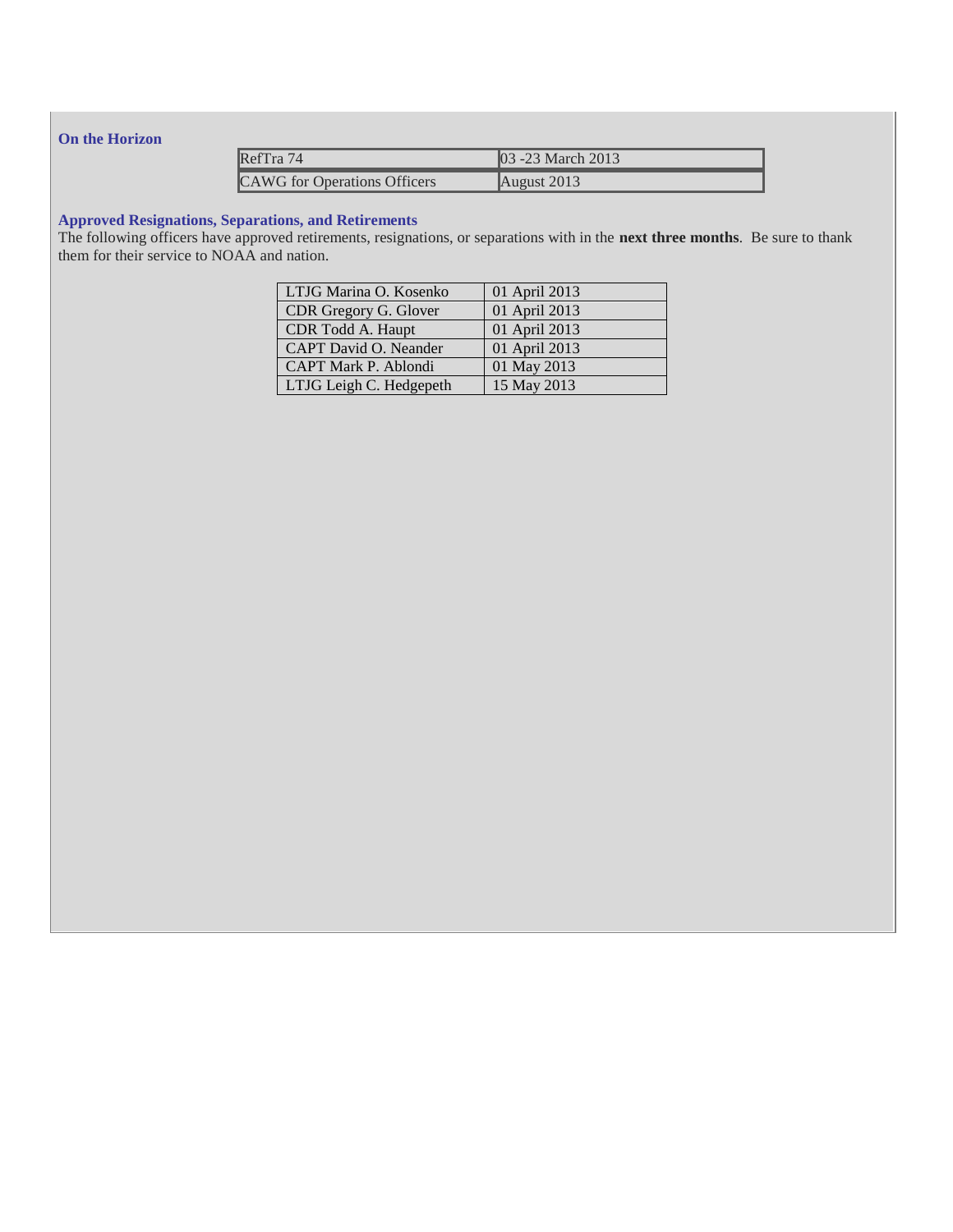### On the Horizon

| | |
|---|---|
| RefTra 74 | 03 -23 March 2013 |
| CAWG for Operations Officers | August 2013 |

### Approved Resignations, Separations, and Retirements

The following officers have approved retirements, resignations, or separations with in the **next three months**. Be sure to thank them for their service to NOAA and nation.

| | |
|---|---|
| LTJG Marina O. Kosenko | 01 April 2013 |
| CDR Gregory G. Glover | 01 April 2013 |
| CDR Todd A. Haupt | 01 April 2013 |
| CAPT David O. Neander | 01 April 2013 |
| CAPT Mark P. Ablondi | 01 May 2013 |
| LTJG Leigh C. Hedgepeth | 15 May 2013 |